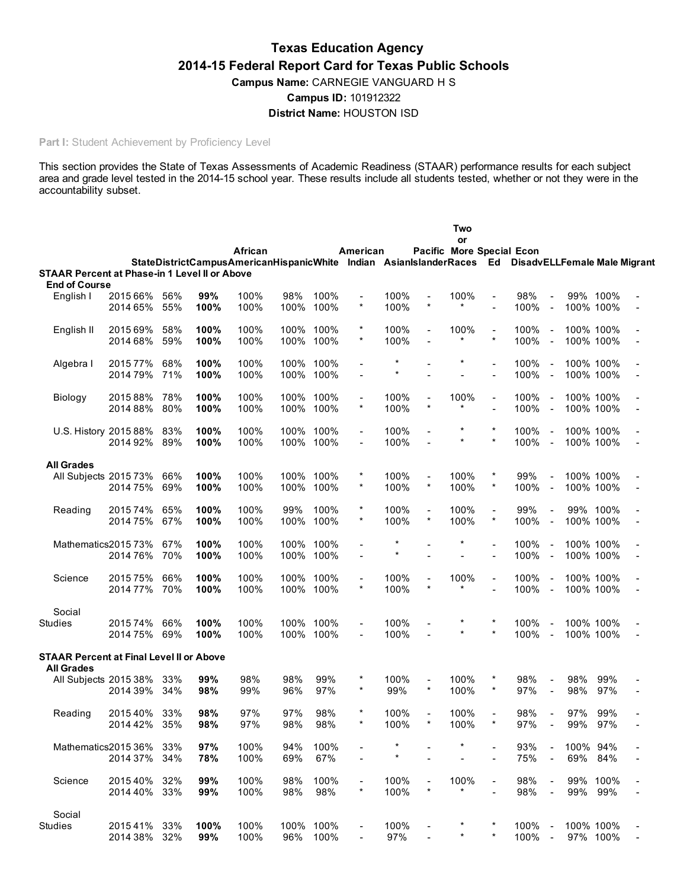# Texas Education Agency

## 2014-15 Federal Report Card for Texas Public Schools

**Campus Name:** CARNEGIE VANGUARD H S

**Campus ID:** 101912322

**District Name:** HOUSTON ISD

Part I: Student Achievement by Proficiency Level

This section provides the State of Texas Assessments of Academic Readiness (STAAR) performance results for each subject area and grade level tested in the 2014-15 school year. These results include all students tested, whether or not they were in the accountability subset.

| | | State | District | Campus | African American | Hispanic | White | American Indian | Asian | Pacific Islander | Two or More Races | Special Ed | Econ Disadv | ELL | Female | Male | Migrant |
|---|---|---|---|---|---|---|---|---|---|---|---|---|---|---|---|---|---|
| **STAAR Percent at Phase-in 1 Level II or Above** | | | | | | | | | | | | | | | | | |
| **End of Course** | | | | | | | | | | | | | | | | | |
| English I | 2015 | 66% | 56% | **99%** | 100% | 98% | 100% | - | 100% | - | 100% | - | 98% | - | 99% | 100% | - |
| | 2014 | 65% | 55% | **100%** | 100% | 100% | 100% | * | 100% | * | * | - | 100% | - | 100% | 100% | - |
| English II | 2015 | 69% | 58% | **100%** | 100% | 100% | 100% | * | 100% | - | 100% | - | 100% | - | 100% | 100% | - |
| | 2014 | 68% | 59% | **100%** | 100% | 100% | 100% | * | 100% | - | * | * | 100% | - | 100% | 100% | - |
| Algebra I | 2015 | 77% | 68% | **100%** | 100% | 100% | 100% | - | * | - | * | - | 100% | - | 100% | 100% | - |
| | 2014 | 79% | 71% | **100%** | 100% | 100% | 100% | - | * | - | - | - | 100% | - | 100% | 100% | - |
| Biology | 2015 | 88% | 78% | **100%** | 100% | 100% | 100% | - | 100% | - | 100% | - | 100% | - | 100% | 100% | - |
| | 2014 | 88% | 80% | **100%** | 100% | 100% | 100% | * | 100% | * | * | - | 100% | - | 100% | 100% | - |
| U.S. History | 2015 | 88% | 83% | **100%** | 100% | 100% | 100% | - | 100% | - | * | * | 100% | - | 100% | 100% | - |
| | 2014 | 92% | 89% | **100%** | 100% | 100% | 100% | - | 100% | - | * | * | 100% | - | 100% | 100% | - |
| **All Grades** | | | | | | | | | | | | | | | | | |
| All Subjects | 2015 | 73% | 66% | **100%** | 100% | 100% | 100% | * | 100% | - | 100% | * | 99% | - | 100% | 100% | - |
| | 2014 | 75% | 69% | **100%** | 100% | 100% | 100% | * | 100% | * | 100% | * | 100% | - | 100% | 100% | - |
| Reading | 2015 | 74% | 65% | **100%** | 100% | 99% | 100% | * | 100% | - | 100% | - | 99% | - | 99% | 100% | - |
| | 2014 | 75% | 67% | **100%** | 100% | 100% | 100% | * | 100% | * | 100% | * | 100% | - | 100% | 100% | - |
| Mathematics | 2015 | 73% | 67% | **100%** | 100% | 100% | 100% | - | * | - | * | - | 100% | - | 100% | 100% | - |
| | 2014 | 76% | 70% | **100%** | 100% | 100% | 100% | - | * | - | - | - | 100% | - | 100% | 100% | - |
| Science | 2015 | 75% | 66% | **100%** | 100% | 100% | 100% | - | 100% | - | 100% | - | 100% | - | 100% | 100% | - |
| | 2014 | 77% | 70% | **100%** | 100% | 100% | 100% | * | 100% | * | * | - | 100% | - | 100% | 100% | - |
| Social Studies | 2015 | 74% | 66% | **100%** | 100% | 100% | 100% | - | 100% | - | * | * | 100% | - | 100% | 100% | - |
| | 2014 | 75% | 69% | **100%** | 100% | 100% | 100% | - | 100% | - | * | * | 100% | - | 100% | 100% | - |
| **STAAR Percent at Final Level II or Above** | | | | | | | | | | | | | | | | | |
| **All Grades** | | | | | | | | | | | | | | | | | |
| All Subjects | 2015 | 38% | 33% | **99%** | 98% | 98% | 99% | * | 100% | - | 100% | * | 98% | - | 98% | 99% | - |
| | 2014 | 39% | 34% | **98%** | 99% | 96% | 97% | * | 99% | * | 100% | * | 97% | - | 98% | 97% | - |
| Reading | 2015 | 40% | 33% | **98%** | 97% | 97% | 98% | * | 100% | - | 100% | - | 98% | - | 97% | 99% | - |
| | 2014 | 42% | 35% | **98%** | 97% | 98% | 98% | * | 100% | * | 100% | * | 97% | - | 99% | 97% | - |
| Mathematics | 2015 | 36% | 33% | **97%** | 100% | 94% | 100% | - | * | - | * | - | 93% | - | 100% | 94% | - |
| | 2014 | 37% | 34% | **78%** | 100% | 69% | 67% | - | * | - | - | - | 75% | - | 69% | 84% | - |
| Science | 2015 | 40% | 32% | **99%** | 100% | 98% | 100% | - | 100% | - | 100% | - | 98% | - | 99% | 100% | - |
| | 2014 | 40% | 33% | **99%** | 100% | 98% | 98% | * | 100% | * | * | - | 98% | - | 99% | 99% | - |
| Social Studies | 2015 | 41% | 33% | **100%** | 100% | 100% | 100% | - | 100% | - | * | * | 100% | - | 100% | 100% | - |
| | 2014 | 38% | 32% | **99%** | 100% | 96% | 100% | - | 97% | - | * | * | 100% | - | 97% | 100% | - |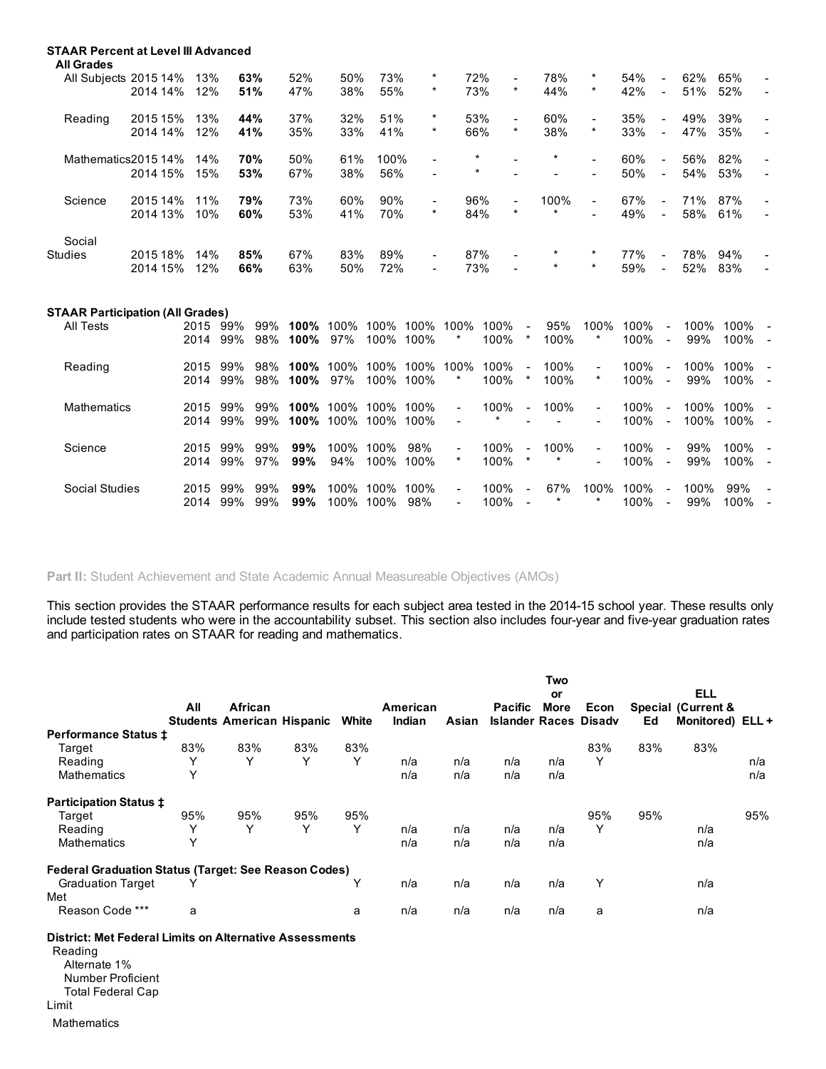**STAAR Percent at Level III Advanced**

**All Grades**

| Subject | Year | | | | | | | | | | | | | | | | |
|---|---|---|---|---|---|---|---|---|---|---|---|---|---|---|---|---|---|
| All Subjects | 2015 | 14% | 13% | **63%** | 52% | 50% | 73% | * | 72% | - | 78% | * | 54% | - | 62% | 65% | - |
| | 2014 | 14% | 12% | **51%** | 47% | 38% | 55% | * | 73% | * | 44% | * | 42% | - | 51% | 52% | - |
| Reading | 2015 | 15% | 13% | **44%** | 37% | 32% | 51% | * | 53% | - | 60% | - | 35% | - | 49% | 39% | - |
| | 2014 | 14% | 12% | **41%** | 35% | 33% | 41% | * | 66% | * | 38% | * | 33% | - | 47% | 35% | - |
| Mathematics | 2015 | 14% | 14% | **70%** | 50% | 61% | 100% | - | * | - | * | - | 60% | - | 56% | 82% | - |
| | 2014 | 15% | 15% | **53%** | 67% | 38% | 56% | - | * | - | - | - | 50% | - | 54% | 53% | - |
| Science | 2015 | 14% | 11% | **79%** | 73% | 60% | 90% | - | 96% | - | 100% | - | 67% | - | 71% | 87% | - |
| | 2014 | 13% | 10% | **60%** | 53% | 41% | 70% | * | 84% | * | * | - | 49% | - | 58% | 61% | - |
| Social Studies | 2015 | 18% | 14% | **85%** | 67% | 83% | 89% | - | 87% | - | * | * | 77% | - | 78% | 94% | - |
| | 2014 | 15% | 12% | **66%** | 63% | 50% | 72% | - | 73% | - | * | * | 59% | - | 52% | 83% | - |

**STAAR Participation (All Grades)**

| Subject | Year | | | | | | | | | | | | | | | | |
|---|---|---|---|---|---|---|---|---|---|---|---|---|---|---|---|---|---|
| All Tests | 2015 | 99% | 99% | **100%** | 100% | 100% | 100% | 100% | 100% | - | 95% | 100% | 100% | - | 100% | 100% | - |
| | 2014 | 99% | 98% | **100%** | 97% | 100% | 100% | * | 100% | * | 100% | * | 100% | - | 99% | 100% | - |
| Reading | 2015 | 99% | 98% | **100%** | 100% | 100% | 100% | 100% | 100% | - | 100% | - | 100% | - | 100% | 100% | - |
| | 2014 | 99% | 98% | **100%** | 97% | 100% | 100% | * | 100% | * | 100% | * | 100% | - | 99% | 100% | - |
| Mathematics | 2015 | 99% | 99% | **100%** | 100% | 100% | 100% | - | 100% | - | 100% | - | 100% | - | 100% | 100% | - |
| | 2014 | 99% | 99% | **100%** | 100% | 100% | 100% | - | * | - | - | - | 100% | - | 100% | 100% | - |
| Science | 2015 | 99% | 99% | **99%** | 100% | 100% | 98% | - | 100% | - | 100% | - | 100% | - | 99% | 100% | - |
| | 2014 | 99% | 97% | **99%** | 94% | 100% | 100% | * | 100% | * | * | - | 100% | - | 99% | 100% | - |
| Social Studies | 2015 | 99% | 99% | **99%** | 100% | 100% | 100% | - | 100% | - | 67% | 100% | 100% | - | 100% | 99% | - |
| | 2014 | 99% | 99% | **99%** | 100% | 100% | 98% | - | 100% | - | * | * | 100% | - | 99% | 100% | - |

**Part II:** Student Achievement and State Academic Annual Measureable Objectives (AMOs)

This section provides the STAAR performance results for each subject area tested in the 2014-15 school year. These results only include tested students who were in the accountability subset. This section also includes four-year and five-year graduation rates and participation rates on STAAR for reading and mathematics.

| | All Students | African American | Hispanic | White | American Indian | Asian | Pacific Islander | Two or More Races | Econ Disadv | Special Ed | ELL (Current & Monitored) | ELL + |
|---|---|---|---|---|---|---|---|---|---|---|---|---|
| **Performance Status ‡** | | | | | | | | | | | | |
| Target | 83% | 83% | 83% | 83% | | | | | 83% | 83% | 83% | |
| Reading | Y | Y | Y | Y | n/a | n/a | n/a | n/a | Y | | | n/a |
| Mathematics | Y | | | | n/a | n/a | n/a | n/a | | | | n/a |
| **Participation Status ‡** | | | | | | | | | | | | |
| Target | 95% | 95% | 95% | 95% | | | | | 95% | 95% | | 95% |
| Reading | Y | Y | Y | Y | n/a | n/a | n/a | n/a | Y | | n/a | |
| Mathematics | Y | | | | n/a | n/a | n/a | n/a | | | n/a | |
| **Federal Graduation Status (Target: See Reason Codes)** | | | | | | | | | | | | |
| Graduation Target Met | Y | | | Y | n/a | n/a | n/a | n/a | Y | | n/a | |
| Reason Code *** | a | | | a | n/a | n/a | n/a | n/a | a | | n/a | |

**District: Met Federal Limits on Alternative Assessments**

Reading

- Alternate 1%
- Number Proficient
- Total Federal Cap Limit

Mathematics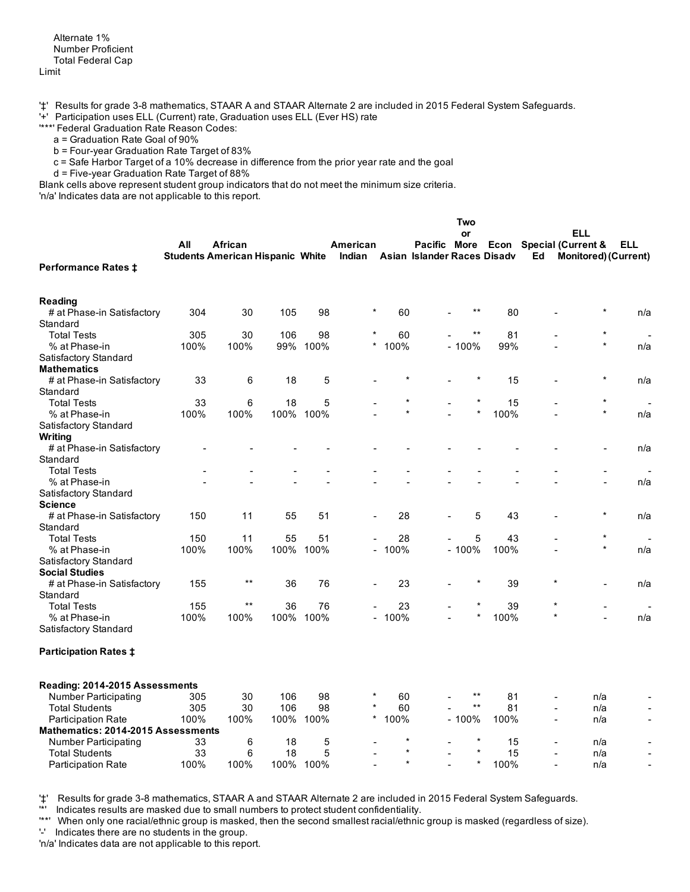Alternate 1%
Number Proficient
Total Federal Cap
Limit

'‡' Results for grade 3-8 mathematics, STAAR A and STAAR Alternate 2 are included in 2015 Federal System Safeguards.
'+' Participation uses ELL (Current) rate, Graduation uses ELL (Ever HS) rate
'***' Federal Graduation Rate Reason Codes:
  a = Graduation Rate Goal of 90%
  b = Four-year Graduation Rate Target of 83%
  c = Safe Harbor Target of a 10% decrease in difference from the prior year rate and the goal
  d = Five-year Graduation Rate Target of 88%
Blank cells above represent student group indicators that do not meet the minimum size criteria.
'n/a' Indicates data are not applicable to this report.

| | All Students | African American | Hispanic | White | American Indian | Asian | Pacific Islander | Two or More Races | Econ Disadv | Special Ed | ELL (Current & Monitored) | ELL (Current) |
|---|---|---|---|---|---|---|---|---|---|---|---|---|
| **Performance Rates ‡** | | | | | | | | | | | | |
| **Reading** | | | | | | | | | | | | |
| # at Phase-in Satisfactory Standard | 304 | 30 | 105 | 98 | * | 60 | - | ** | 80 | - | * | n/a |
| Total Tests | 305 | 30 | 106 | 98 | * | 60 | - | ** | 81 | - | * | - |
| % at Phase-in Satisfactory Standard | 100% | 100% | 99% | 100% | * | 100% | - | 100% | 99% | - | * | n/a |
| **Mathematics** | | | | | | | | | | | | |
| # at Phase-in Satisfactory Standard | 33 | 6 | 18 | 5 | - | * | - | * | 15 | - | * | n/a |
| Total Tests | 33 | 6 | 18 | 5 | - | * | - | * | 15 | - | * | - |
| % at Phase-in Satisfactory Standard | 100% | 100% | 100% | 100% | - | * | - | * | 100% | - | * | n/a |
| **Writing** | | | | | | | | | | | | |
| # at Phase-in Satisfactory Standard | - | - | - | - | - | - | - | - | - | - | - | n/a |
| Total Tests | - | - | - | - | - | - | - | - | - | - | - | - |
| % at Phase-in Satisfactory Standard | - | - | - | - | - | - | - | - | - | - | - | n/a |
| **Science** | | | | | | | | | | | | |
| # at Phase-in Satisfactory Standard | 150 | 11 | 55 | 51 | - | 28 | - | 5 | 43 | - | * | n/a |
| Total Tests | 150 | 11 | 55 | 51 | - | 28 | - | 5 | 43 | - | * | - |
| % at Phase-in Satisfactory Standard | 100% | 100% | 100% | 100% | - | 100% | - | 100% | 100% | - | * | n/a |
| **Social Studies** | | | | | | | | | | | | |
| # at Phase-in Satisfactory Standard | 155 | ** | 36 | 76 | - | 23 | - | * | 39 | * | - | n/a |
| Total Tests | 155 | ** | 36 | 76 | - | 23 | - | * | 39 | * | - | - |
| % at Phase-in Satisfactory Standard | 100% | 100% | 100% | 100% | - | 100% | - | * | 100% | * | - | n/a |
| **Participation Rates ‡** | | | | | | | | | | | | |
| **Reading: 2014-2015 Assessments** | | | | | | | | | | | | |
| Number Participating | 305 | 30 | 106 | 98 | * | 60 | - | ** | 81 | - | n/a | - |
| Total Students | 305 | 30 | 106 | 98 | * | 60 | - | ** | 81 | - | n/a | - |
| Participation Rate | 100% | 100% | 100% | 100% | * | 100% | - | 100% | 100% | - | n/a | - |
| **Mathematics: 2014-2015 Assessments** | | | | | | | | | | | | |
| Number Participating | 33 | 6 | 18 | 5 | - | * | - | * | 15 | - | n/a | - |
| Total Students | 33 | 6 | 18 | 5 | - | * | - | * | 15 | - | n/a | - |
| Participation Rate | 100% | 100% | 100% | 100% | - | * | - | * | 100% | - | n/a | - |

'‡' Results for grade 3-8 mathematics, STAAR A and STAAR Alternate 2 are included in 2015 Federal System Safeguards.
'*' Indicates results are masked due to small numbers to protect student confidentiality.
'**' When only one racial/ethnic group is masked, then the second smallest racial/ethnic group is masked (regardless of size).
'-' Indicates there are no students in the group.
'n/a' Indicates data are not applicable to this report.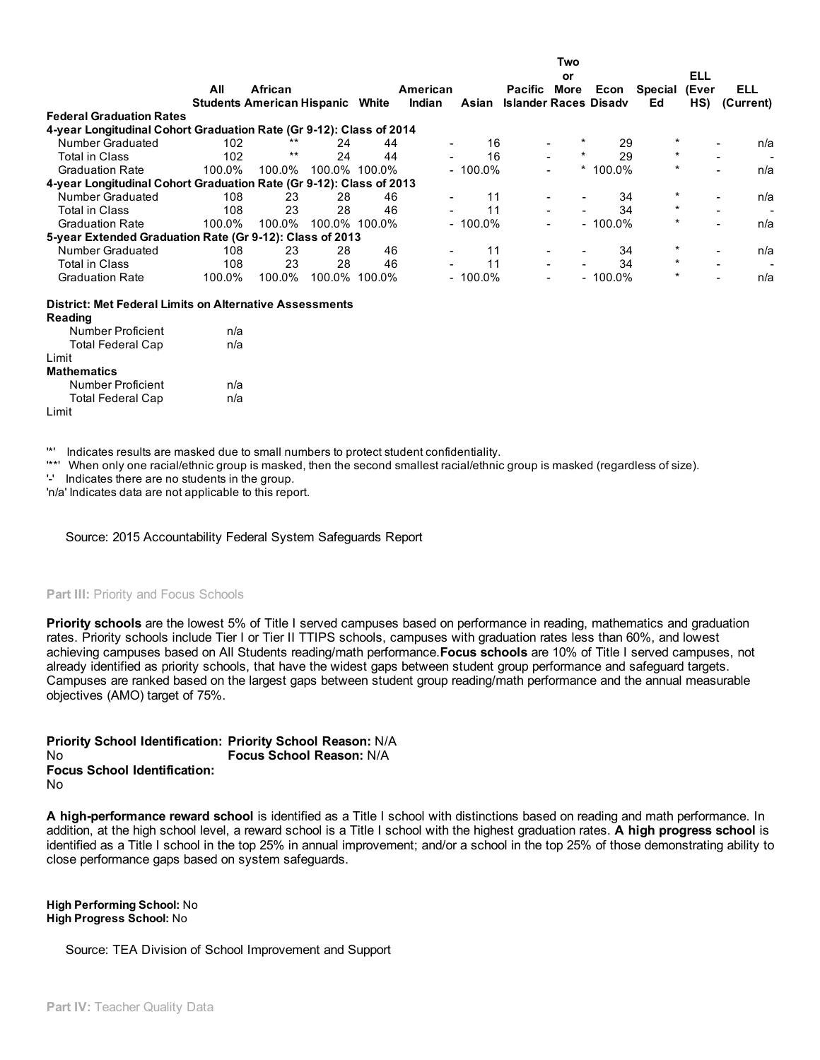| | All Students | African American | Hispanic | White | American Indian | Asian | Pacific Islander | Two or More Races | Econ Disadv | Special Ed | ELL (Ever HS) | ELL (Current) |
|---|---|---|---|---|---|---|---|---|---|---|---|---|
| **Federal Graduation Rates** | | | | | | | | | | | | |
| **4-year Longitudinal Cohort Graduation Rate (Gr 9-12): Class of 2014** | | | | | | | | | | | | |
| Number Graduated | 102 | ** | 24 | 44 | - | 16 | - | * | 29 | * | - | n/a |
| Total in Class | 102 | ** | 24 | 44 | - | 16 | - | * | 29 | * | - | - |
| Graduation Rate | 100.0% | 100.0% | 100.0% | 100.0% | - | 100.0% | - | * | 100.0% | * | - | n/a |
| **4-year Longitudinal Cohort Graduation Rate (Gr 9-12): Class of 2013** | | | | | | | | | | | | |
| Number Graduated | 108 | 23 | 28 | 46 | - | 11 | - | - | 34 | * | - | n/a |
| Total in Class | 108 | 23 | 28 | 46 | - | 11 | - | - | 34 | * | - | - |
| Graduation Rate | 100.0% | 100.0% | 100.0% | 100.0% | - | 100.0% | - | - | 100.0% | * | - | n/a |
| **5-year Extended Graduation Rate (Gr 9-12): Class of 2013** | | | | | | | | | | | | |
| Number Graduated | 108 | 23 | 28 | 46 | - | 11 | - | - | 34 | * | - | n/a |
| Total in Class | 108 | 23 | 28 | 46 | - | 11 | - | - | 34 | * | - | - |
| Graduation Rate | 100.0% | 100.0% | 100.0% | 100.0% | - | 100.0% | - | - | 100.0% | * | - | n/a |

**District: Met Federal Limits on Alternative Assessments**

| | |
|---|---|
| **Reading** | |
| Number Proficient | n/a |
| Total Federal Cap Limit | n/a |
| **Mathematics** | |
| Number Proficient | n/a |
| Total Federal Cap Limit | n/a |

'*' Indicates results are masked due to small numbers to protect student confidentiality.
'**' When only one racial/ethnic group is masked, then the second smallest racial/ethnic group is masked (regardless of size).
'-' Indicates there are no students in the group.
'n/a' Indicates data are not applicable to this report.

Source: 2015 Accountability Federal System Safeguards Report

## Part III: Priority and Focus Schools

**Priority schools** are the lowest 5% of Title I served campuses based on performance in reading, mathematics and graduation rates. Priority schools include Tier I or Tier II TTIPS schools, campuses with graduation rates less than 60%, and lowest achieving campuses based on All Students reading/math performance. **Focus schools** are 10% of Title I served campuses, not already identified as priority schools, that have the widest gaps between student group performance and safeguard targets. Campuses are ranked based on the largest gaps between student group reading/math performance and the annual measurable objectives (AMO) target of 75%.

**Priority School Identification:** No
**Priority School Reason:** N/A
**Focus School Identification:** No
**Focus School Reason:** N/A

**A high-performance reward school** is identified as a Title I school with distinctions based on reading and math performance. In addition, at the high school level, a reward school is a Title I school with the highest graduation rates. **A high progress school** is identified as a Title I school in the top 25% in annual improvement; and/or a school in the top 25% of those demonstrating ability to close performance gaps based on system safeguards.

**High Performing School:** No
**High Progress School:** No

Source: TEA Division of School Improvement and Support

## Part IV: Teacher Quality Data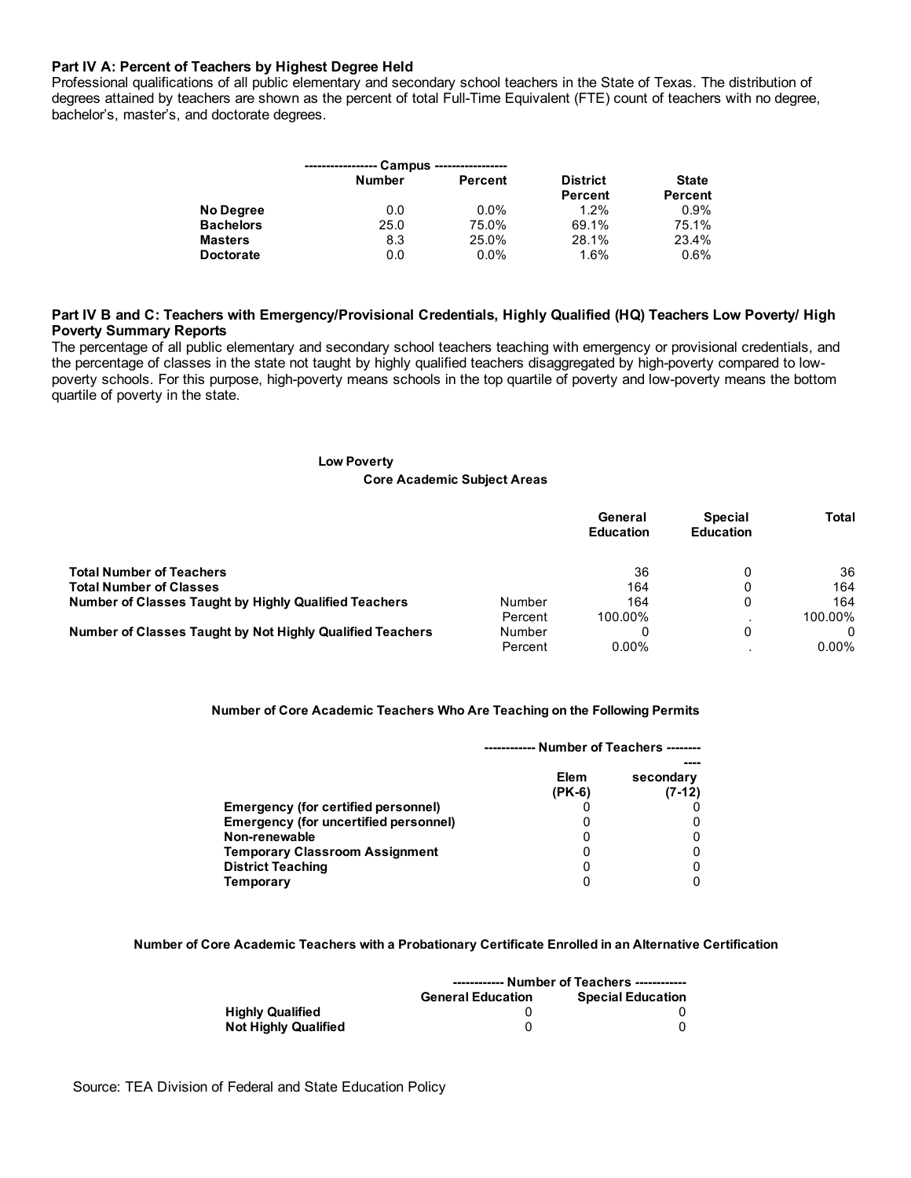**Part IV A: Percent of Teachers by Highest Degree Held**

Professional qualifications of all public elementary and secondary school teachers in the State of Texas. The distribution of degrees attained by teachers are shown as the percent of total Full-Time Equivalent (FTE) count of teachers with no degree, bachelor's, master's, and doctorate degrees.

| | Campus | | District | State |
|---|---|---|---|---|
| | Number | Percent | Percent | Percent |
| **No Degree** | 0.0 | 0.0% | 1.2% | 0.9% |
| **Bachelors** | 25.0 | 75.0% | 69.1% | 75.1% |
| **Masters** | 8.3 | 25.0% | 28.1% | 23.4% |
| **Doctorate** | 0.0 | 0.0% | 1.6% | 0.6% |

**Part IV B and C: Teachers with Emergency/Provisional Credentials, Highly Qualified (HQ) Teachers Low Poverty/ High Poverty Summary Reports**

The percentage of all public elementary and secondary school teachers teaching with emergency or provisional credentials, and the percentage of classes in the state not taught by highly qualified teachers disaggregated by high-poverty compared to low-poverty schools. For this purpose, high-poverty means schools in the top quartile of poverty and low-poverty means the bottom quartile of poverty in the state.

**Low Poverty**

**Core Academic Subject Areas**

| | | General Education | Special Education | Total |
|---|---|---|---|---|
| **Total Number of Teachers** | | 36 | 0 | 36 |
| **Total Number of Classes** | | 164 | 0 | 164 |
| **Number of Classes Taught by Highly Qualified Teachers** | Number | 164 | 0 | 164 |
| | Percent | 100.00% | . | 100.00% |
| **Number of Classes Taught by Not Highly Qualified Teachers** | Number | 0 | 0 | 0 |
| | Percent | 0.00% | . | 0.00% |

**Number of Core Academic Teachers Who Are Teaching on the Following Permits**

| | Number of Teachers | |
|---|---|---|
| | Elem (PK-6) | secondary (7-12) |
| **Emergency (for certified personnel)** | 0 | 0 |
| **Emergency (for uncertified personnel)** | 0 | 0 |
| **Non-renewable** | 0 | 0 |
| **Temporary Classroom Assignment** | 0 | 0 |
| **District Teaching** | 0 | 0 |
| **Temporary** | 0 | 0 |

**Number of Core Academic Teachers with a Probationary Certificate Enrolled in an Alternative Certification**

| | Number of Teachers | |
|---|---|---|
| | General Education | Special Education |
| **Highly Qualified** | 0 | 0 |
| **Not Highly Qualified** | 0 | 0 |

Source: TEA Division of Federal and State Education Policy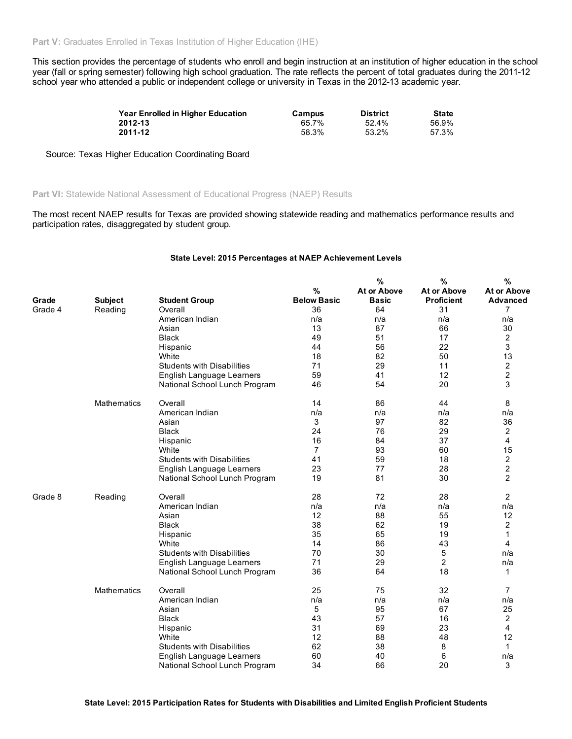**Part V:** Graduates Enrolled in Texas Institution of Higher Education (IHE)

This section provides the percentage of students who enroll and begin instruction at an institution of higher education in the school year (fall or spring semester) following high school graduation. The rate reflects the percent of total graduates during the 2011-12 school year who attended a public or independent college or university in Texas in the 2012-13 academic year.

| Year Enrolled in Higher Education | Campus | District | State |
|---|---|---|---|
| **2012-13** | 65.7% | 52.4% | 56.9% |
| **2011-12** | 58.3% | 53.2% | 57.3% |

Source: Texas Higher Education Coordinating Board

**Part VI:** Statewide National Assessment of Educational Progress (NAEP) Results

The most recent NAEP results for Texas are provided showing statewide reading and mathematics performance results and participation rates, disaggregated by student group.

**State Level: 2015 Percentages at NAEP Achievement Levels**

| Grade | Subject | Student Group | % Below Basic | % At or Above Basic | % At or Above Proficient | % At or Above Advanced |
|---|---|---|---|---|---|---|
| Grade 4 | Reading | Overall | 36 | 64 | 31 | 7 |
| | | American Indian | n/a | n/a | n/a | n/a |
| | | Asian | 13 | 87 | 66 | 30 |
| | | Black | 49 | 51 | 17 | 2 |
| | | Hispanic | 44 | 56 | 22 | 3 |
| | | White | 18 | 82 | 50 | 13 |
| | | Students with Disabilities | 71 | 29 | 11 | 2 |
| | | English Language Learners | 59 | 41 | 12 | 2 |
| | | National School Lunch Program | 46 | 54 | 20 | 3 |
| | Mathematics | Overall | 14 | 86 | 44 | 8 |
| | | American Indian | n/a | n/a | n/a | n/a |
| | | Asian | 3 | 97 | 82 | 36 |
| | | Black | 24 | 76 | 29 | 2 |
| | | Hispanic | 16 | 84 | 37 | 4 |
| | | White | 7 | 93 | 60 | 15 |
| | | Students with Disabilities | 41 | 59 | 18 | 2 |
| | | English Language Learners | 23 | 77 | 28 | 2 |
| | | National School Lunch Program | 19 | 81 | 30 | 2 |
| Grade 8 | Reading | Overall | 28 | 72 | 28 | 2 |
| | | American Indian | n/a | n/a | n/a | n/a |
| | | Asian | 12 | 88 | 55 | 12 |
| | | Black | 38 | 62 | 19 | 2 |
| | | Hispanic | 35 | 65 | 19 | 1 |
| | | White | 14 | 86 | 43 | 4 |
| | | Students with Disabilities | 70 | 30 | 5 | n/a |
| | | English Language Learners | 71 | 29 | 2 | n/a |
| | | National School Lunch Program | 36 | 64 | 18 | 1 |
| | Mathematics | Overall | 25 | 75 | 32 | 7 |
| | | American Indian | n/a | n/a | n/a | n/a |
| | | Asian | 5 | 95 | 67 | 25 |
| | | Black | 43 | 57 | 16 | 2 |
| | | Hispanic | 31 | 69 | 23 | 4 |
| | | White | 12 | 88 | 48 | 12 |
| | | Students with Disabilities | 62 | 38 | 8 | 1 |
| | | English Language Learners | 60 | 40 | 6 | n/a |
| | | National School Lunch Program | 34 | 66 | 20 | 3 |

**State Level: 2015 Participation Rates for Students with Disabilities and Limited English Proficient Students**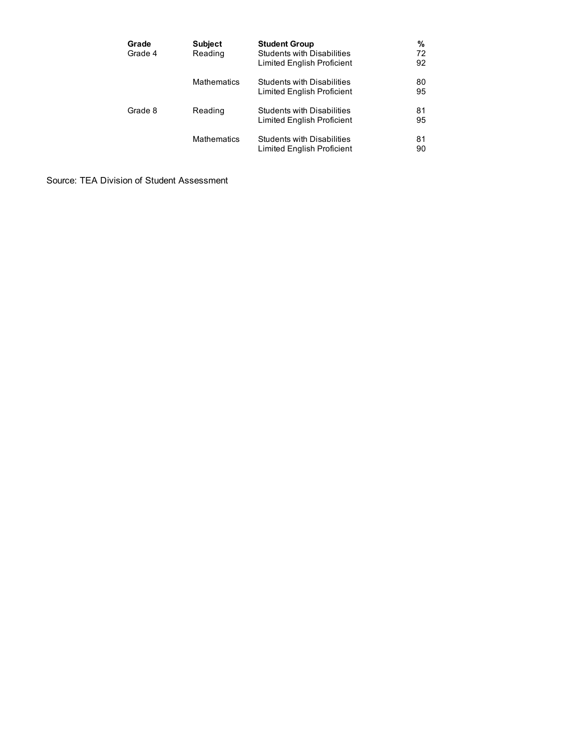| Grade | Subject | Student Group | % |
| --- | --- | --- | --- |
| Grade 4 | Reading | Students with Disabilities | 72 |
| | | Limited English Proficient | 92 |
| | Mathematics | Students with Disabilities | 80 |
| | | Limited English Proficient | 95 |
| Grade 8 | Reading | Students with Disabilities | 81 |
| | | Limited English Proficient | 95 |
| | Mathematics | Students with Disabilities | 81 |
| | | Limited English Proficient | 90 |

Source: TEA Division of Student Assessment